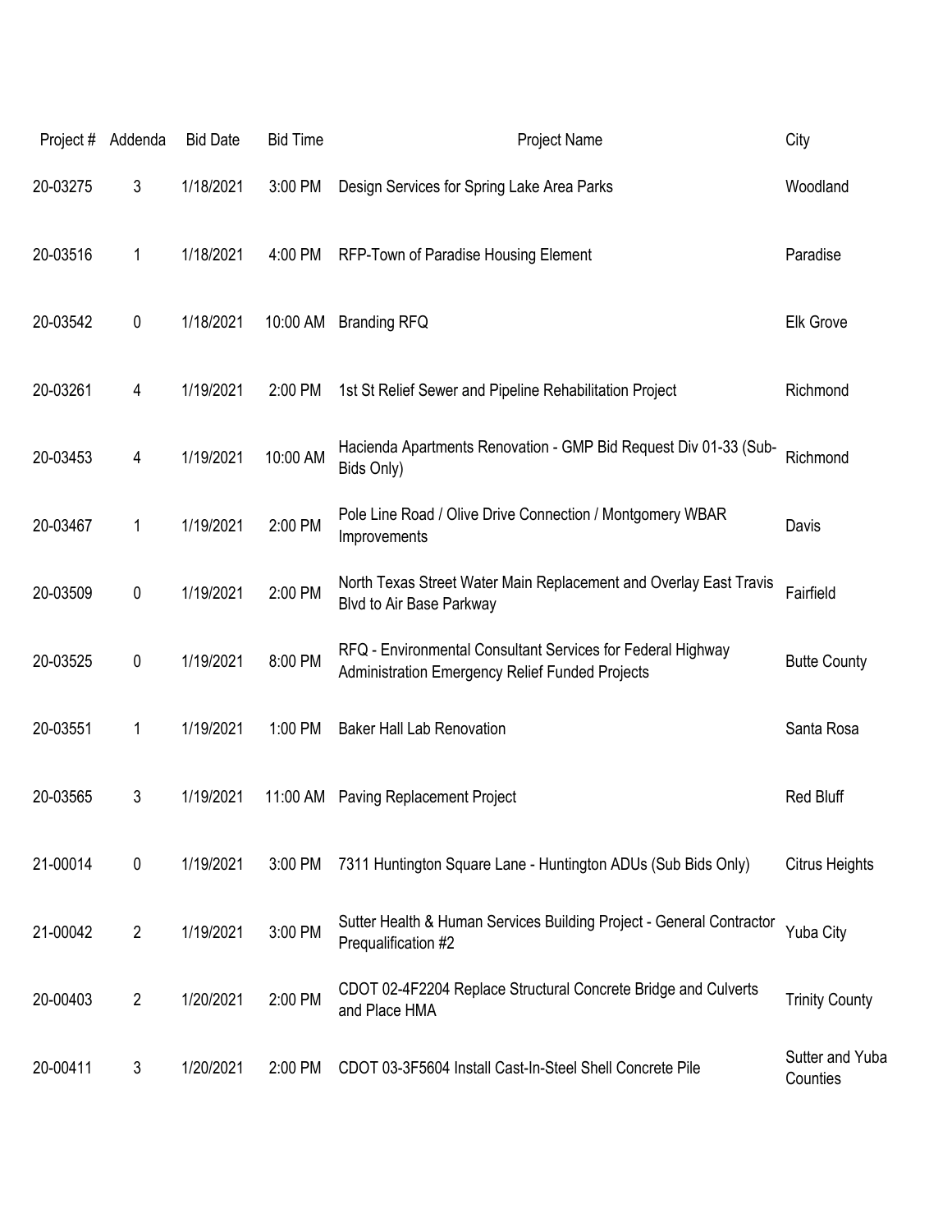| Project # | Addenda | Bid Date | Bid Time | Project Name | City |
|---|---|---|---|---|---|
| 20-03275 | 3 | 1/18/2021 | 3:00 PM | Design Services for Spring Lake Area Parks | Woodland |
| 20-03516 | 1 | 1/18/2021 | 4:00 PM | RFP-Town of Paradise Housing Element | Paradise |
| 20-03542 | 0 | 1/18/2021 | 10:00 AM | Branding RFQ | Elk Grove |
| 20-03261 | 4 | 1/19/2021 | 2:00 PM | 1st St Relief Sewer and Pipeline Rehabilitation Project | Richmond |
| 20-03453 | 4 | 1/19/2021 | 10:00 AM | Hacienda Apartments Renovation - GMP Bid Request Div 01-33 (Sub-Bids Only) | Richmond |
| 20-03467 | 1 | 1/19/2021 | 2:00 PM | Pole Line Road / Olive Drive Connection / Montgomery WBAR Improvements | Davis |
| 20-03509 | 0 | 1/19/2021 | 2:00 PM | North Texas Street Water Main Replacement and Overlay East Travis Blvd to Air Base Parkway | Fairfield |
| 20-03525 | 0 | 1/19/2021 | 8:00 PM | RFQ - Environmental Consultant Services for Federal Highway Administration Emergency Relief Funded Projects | Butte County |
| 20-03551 | 1 | 1/19/2021 | 1:00 PM | Baker Hall Lab Renovation | Santa Rosa |
| 20-03565 | 3 | 1/19/2021 | 11:00 AM | Paving Replacement Project | Red Bluff |
| 21-00014 | 0 | 1/19/2021 | 3:00 PM | 7311 Huntington Square Lane - Huntington ADUs (Sub Bids Only) | Citrus Heights |
| 21-00042 | 2 | 1/19/2021 | 3:00 PM | Sutter Health & Human Services Building Project - General Contractor Prequalification #2 | Yuba City |
| 20-00403 | 2 | 1/20/2021 | 2:00 PM | CDOT 02-4F2204 Replace Structural Concrete Bridge and Culverts and Place HMA | Trinity County |
| 20-00411 | 3 | 1/20/2021 | 2:00 PM | CDOT 03-3F5604 Install Cast-In-Steel Shell Concrete Pile | Sutter and Yuba Counties |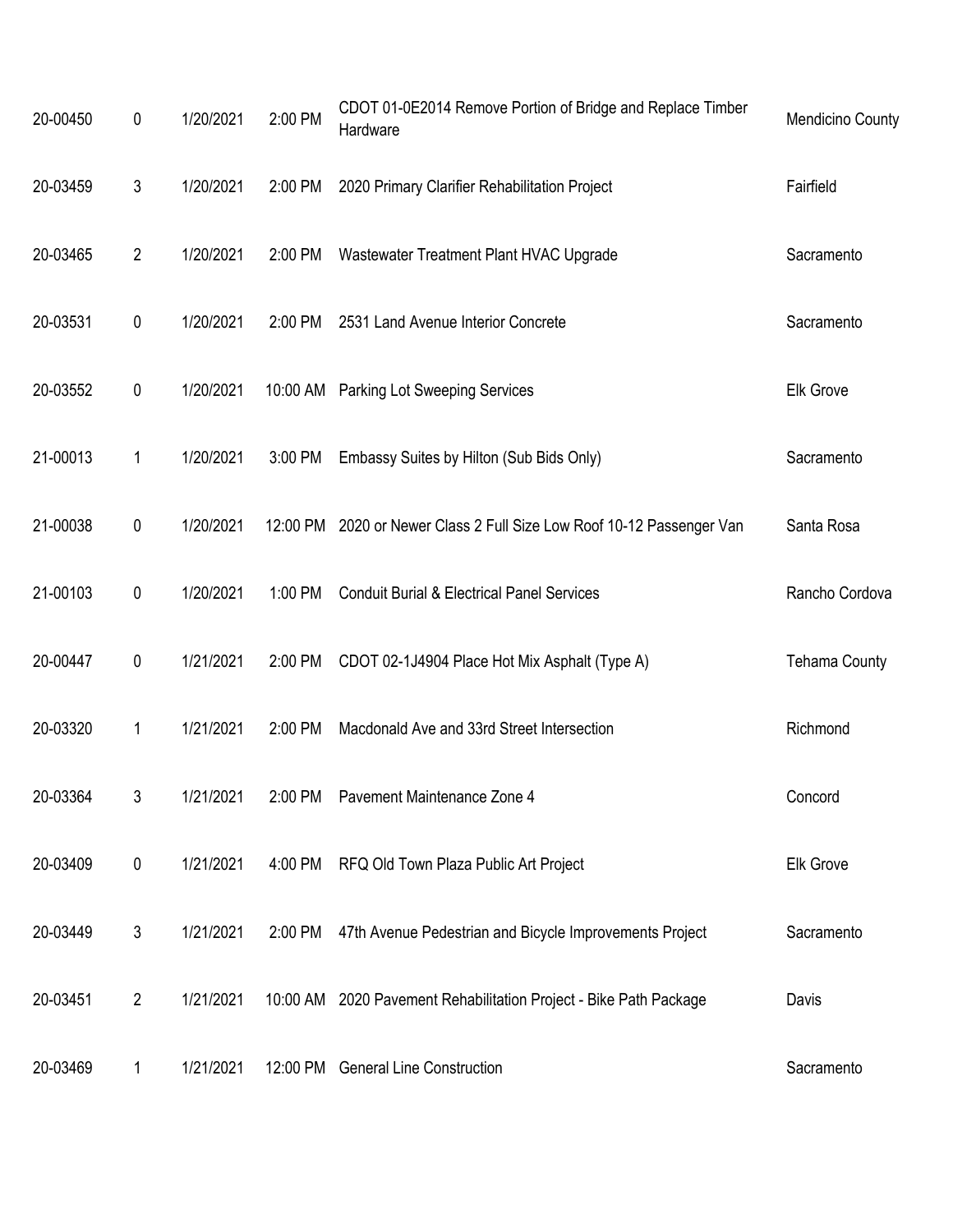| | | | | | |
|---|---|---|---|---|---|
| 20-00450 | 0 | 1/20/2021 | 2:00 PM | CDOT 01-0E2014 Remove Portion of Bridge and Replace Timber Hardware | Mendicino County |
| 20-03459 | 3 | 1/20/2021 | 2:00 PM | 2020 Primary Clarifier Rehabilitation Project | Fairfield |
| 20-03465 | 2 | 1/20/2021 | 2:00 PM | Wastewater Treatment Plant HVAC Upgrade | Sacramento |
| 20-03531 | 0 | 1/20/2021 | 2:00 PM | 2531 Land Avenue Interior Concrete | Sacramento |
| 20-03552 | 0 | 1/20/2021 | 10:00 AM | Parking Lot Sweeping Services | Elk Grove |
| 21-00013 | 1 | 1/20/2021 | 3:00 PM | Embassy Suites by Hilton (Sub Bids Only) | Sacramento |
| 21-00038 | 0 | 1/20/2021 | 12:00 PM | 2020 or Newer Class 2 Full Size Low Roof 10-12 Passenger Van | Santa Rosa |
| 21-00103 | 0 | 1/20/2021 | 1:00 PM | Conduit Burial & Electrical Panel Services | Rancho Cordova |
| 20-00447 | 0 | 1/21/2021 | 2:00 PM | CDOT 02-1J4904 Place Hot Mix Asphalt (Type A) | Tehama County |
| 20-03320 | 1 | 1/21/2021 | 2:00 PM | Macdonald Ave and 33rd Street Intersection | Richmond |
| 20-03364 | 3 | 1/21/2021 | 2:00 PM | Pavement Maintenance Zone 4 | Concord |
| 20-03409 | 0 | 1/21/2021 | 4:00 PM | RFQ Old Town Plaza Public Art Project | Elk Grove |
| 20-03449 | 3 | 1/21/2021 | 2:00 PM | 47th Avenue Pedestrian and Bicycle Improvements Project | Sacramento |
| 20-03451 | 2 | 1/21/2021 | 10:00 AM | 2020 Pavement Rehabilitation Project - Bike Path Package | Davis |
| 20-03469 | 1 | 1/21/2021 | 12:00 PM | General Line Construction | Sacramento |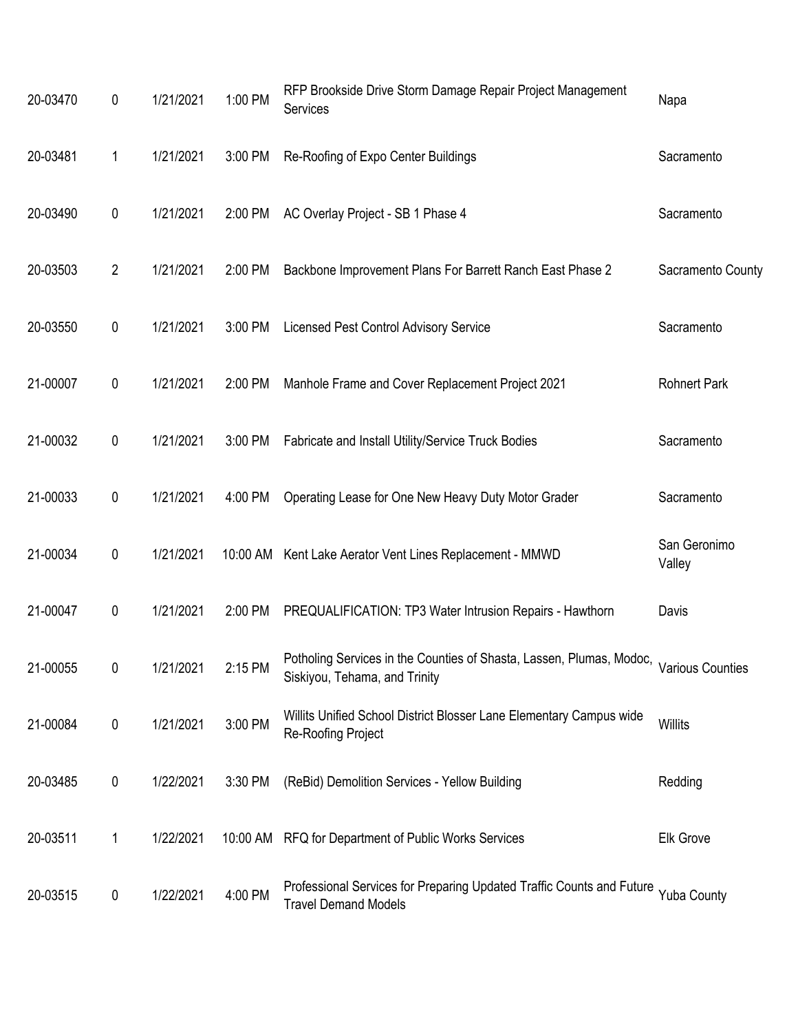| | | | | | |
|---|---|---|---|---|---|
| 20-03470 | 0 | 1/21/2021 | 1:00 PM | RFP Brookside Drive Storm Damage Repair Project Management Services | Napa |
| 20-03481 | 1 | 1/21/2021 | 3:00 PM | Re-Roofing of Expo Center Buildings | Sacramento |
| 20-03490 | 0 | 1/21/2021 | 2:00 PM | AC Overlay Project - SB 1 Phase 4 | Sacramento |
| 20-03503 | 2 | 1/21/2021 | 2:00 PM | Backbone Improvement Plans For Barrett Ranch East Phase 2 | Sacramento County |
| 20-03550 | 0 | 1/21/2021 | 3:00 PM | Licensed Pest Control Advisory Service | Sacramento |
| 21-00007 | 0 | 1/21/2021 | 2:00 PM | Manhole Frame and Cover Replacement Project 2021 | Rohnert Park |
| 21-00032 | 0 | 1/21/2021 | 3:00 PM | Fabricate and Install Utility/Service Truck Bodies | Sacramento |
| 21-00033 | 0 | 1/21/2021 | 4:00 PM | Operating Lease for One New Heavy Duty Motor Grader | Sacramento |
| 21-00034 | 0 | 1/21/2021 | 10:00 AM | Kent Lake Aerator Vent Lines Replacement - MMWD | San Geronimo Valley |
| 21-00047 | 0 | 1/21/2021 | 2:00 PM | PREQUALIFICATION: TP3 Water Intrusion Repairs - Hawthorn | Davis |
| 21-00055 | 0 | 1/21/2021 | 2:15 PM | Potholing Services in the Counties of Shasta, Lassen, Plumas, Modoc, Siskiyou, Tehama, and Trinity | Various Counties |
| 21-00084 | 0 | 1/21/2021 | 3:00 PM | Willits Unified School District Blosser Lane Elementary Campus wide Re-Roofing Project | Willits |
| 20-03485 | 0 | 1/22/2021 | 3:30 PM | (ReBid) Demolition Services - Yellow Building | Redding |
| 20-03511 | 1 | 1/22/2021 | 10:00 AM | RFQ for Department of Public Works Services | Elk Grove |
| 20-03515 | 0 | 1/22/2021 | 4:00 PM | Professional Services for Preparing Updated Traffic Counts and Future Travel Demand Models | Yuba County |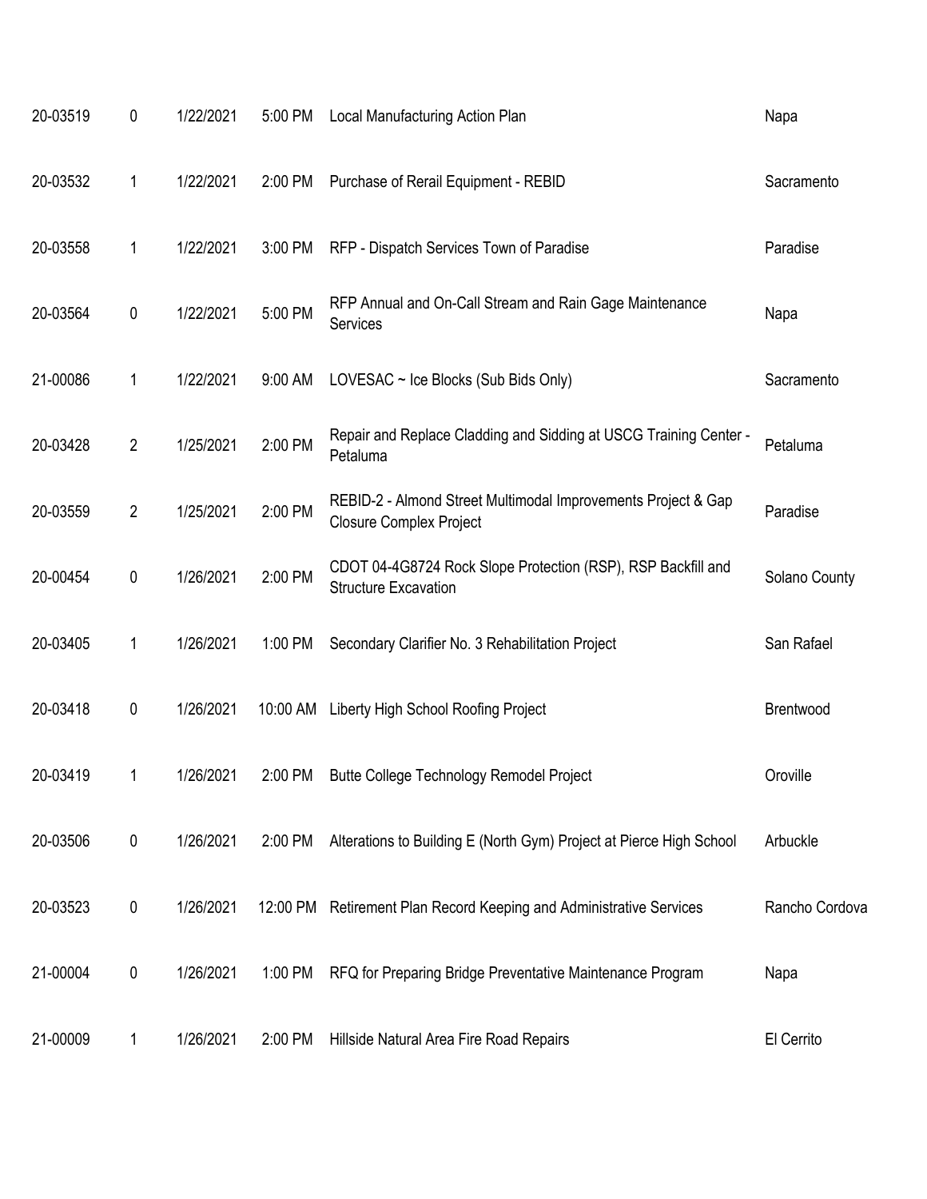| | | | | | |
|---|---|---|---|---|---|
| 20-03519 | 0 | 1/22/2021 | 5:00 PM | Local Manufacturing Action Plan | Napa |
| 20-03532 | 1 | 1/22/2021 | 2:00 PM | Purchase of Rerail Equipment - REBID | Sacramento |
| 20-03558 | 1 | 1/22/2021 | 3:00 PM | RFP - Dispatch Services Town of Paradise | Paradise |
| 20-03564 | 0 | 1/22/2021 | 5:00 PM | RFP Annual and On-Call Stream and Rain Gage Maintenance Services | Napa |
| 21-00086 | 1 | 1/22/2021 | 9:00 AM | LOVESAC ~ Ice Blocks (Sub Bids Only) | Sacramento |
| 20-03428 | 2 | 1/25/2021 | 2:00 PM | Repair and Replace Cladding and Sidding at USCG Training Center - Petaluma | Petaluma |
| 20-03559 | 2 | 1/25/2021 | 2:00 PM | REBID-2 - Almond Street Multimodal Improvements Project & Gap Closure Complex Project | Paradise |
| 20-00454 | 0 | 1/26/2021 | 2:00 PM | CDOT 04-4G8724 Rock Slope Protection (RSP), RSP Backfill and Structure Excavation | Solano County |
| 20-03405 | 1 | 1/26/2021 | 1:00 PM | Secondary Clarifier No. 3 Rehabilitation Project | San Rafael |
| 20-03418 | 0 | 1/26/2021 | 10:00 AM | Liberty High School Roofing Project | Brentwood |
| 20-03419 | 1 | 1/26/2021 | 2:00 PM | Butte College Technology Remodel Project | Oroville |
| 20-03506 | 0 | 1/26/2021 | 2:00 PM | Alterations to Building E (North Gym) Project at Pierce High School | Arbuckle |
| 20-03523 | 0 | 1/26/2021 | 12:00 PM | Retirement Plan Record Keeping and Administrative Services | Rancho Cordova |
| 21-00004 | 0 | 1/26/2021 | 1:00 PM | RFQ for Preparing Bridge Preventative Maintenance Program | Napa |
| 21-00009 | 1 | 1/26/2021 | 2:00 PM | Hillside Natural Area Fire Road Repairs | El Cerrito |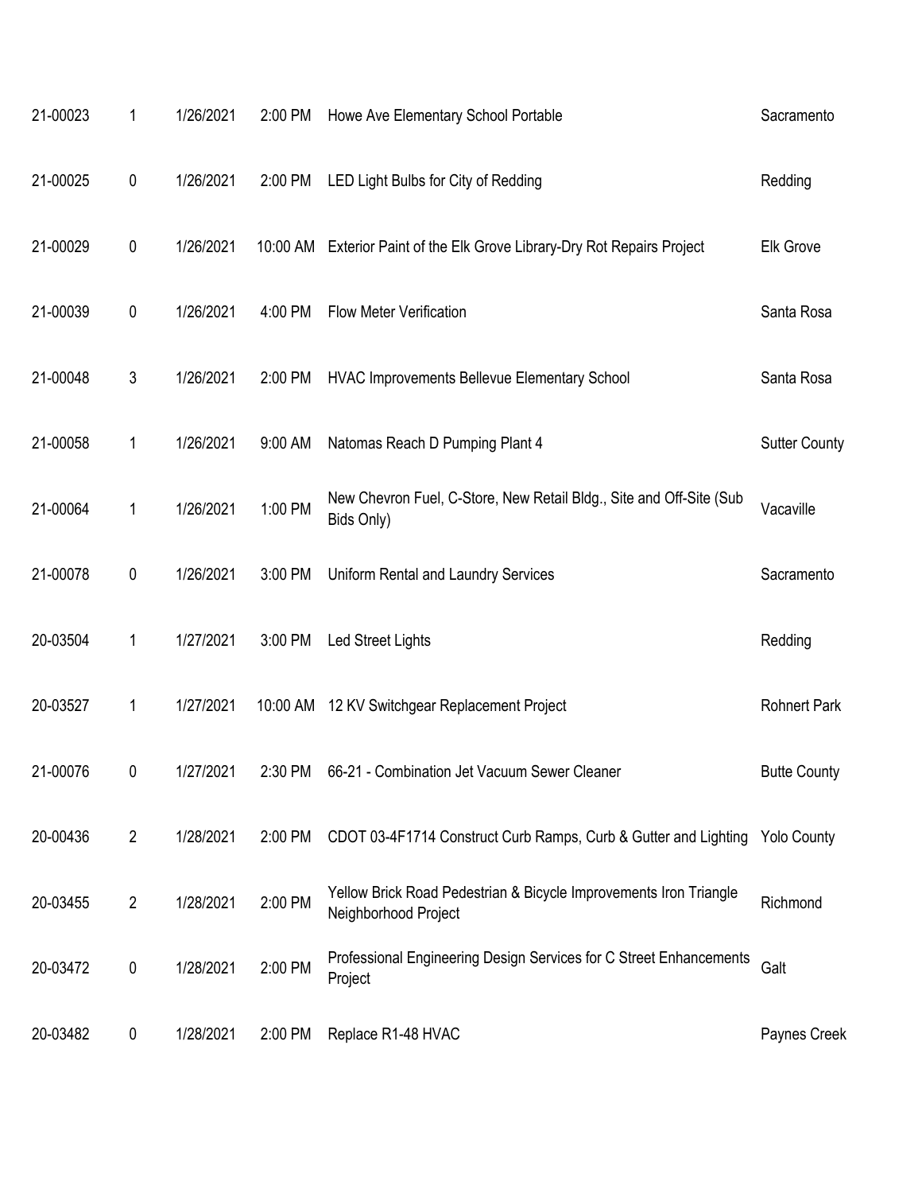| | | | | | |
|---|---|---|---|---|---|
| 21-00023 | 1 | 1/26/2021 | 2:00 PM | Howe Ave Elementary School Portable | Sacramento |
| 21-00025 | 0 | 1/26/2021 | 2:00 PM | LED Light Bulbs for City of Redding | Redding |
| 21-00029 | 0 | 1/26/2021 | 10:00 AM | Exterior Paint of the Elk Grove Library-Dry Rot Repairs Project | Elk Grove |
| 21-00039 | 0 | 1/26/2021 | 4:00 PM | Flow Meter Verification | Santa Rosa |
| 21-00048 | 3 | 1/26/2021 | 2:00 PM | HVAC Improvements Bellevue Elementary School | Santa Rosa |
| 21-00058 | 1 | 1/26/2021 | 9:00 AM | Natomas Reach D Pumping Plant 4 | Sutter County |
| 21-00064 | 1 | 1/26/2021 | 1:00 PM | New Chevron Fuel, C-Store, New Retail Bldg., Site and Off-Site (Sub Bids Only) | Vacaville |
| 21-00078 | 0 | 1/26/2021 | 3:00 PM | Uniform Rental and Laundry Services | Sacramento |
| 20-03504 | 1 | 1/27/2021 | 3:00 PM | Led Street Lights | Redding |
| 20-03527 | 1 | 1/27/2021 | 10:00 AM | 12 KV Switchgear Replacement Project | Rohnert Park |
| 21-00076 | 0 | 1/27/2021 | 2:30 PM | 66-21 - Combination Jet Vacuum Sewer Cleaner | Butte County |
| 20-00436 | 2 | 1/28/2021 | 2:00 PM | CDOT 03-4F1714 Construct Curb Ramps, Curb & Gutter and Lighting | Yolo County |
| 20-03455 | 2 | 1/28/2021 | 2:00 PM | Yellow Brick Road Pedestrian & Bicycle Improvements Iron Triangle Neighborhood Project | Richmond |
| 20-03472 | 0 | 1/28/2021 | 2:00 PM | Professional Engineering Design Services for C Street Enhancements Project | Galt |
| 20-03482 | 0 | 1/28/2021 | 2:00 PM | Replace R1-48 HVAC | Paynes Creek |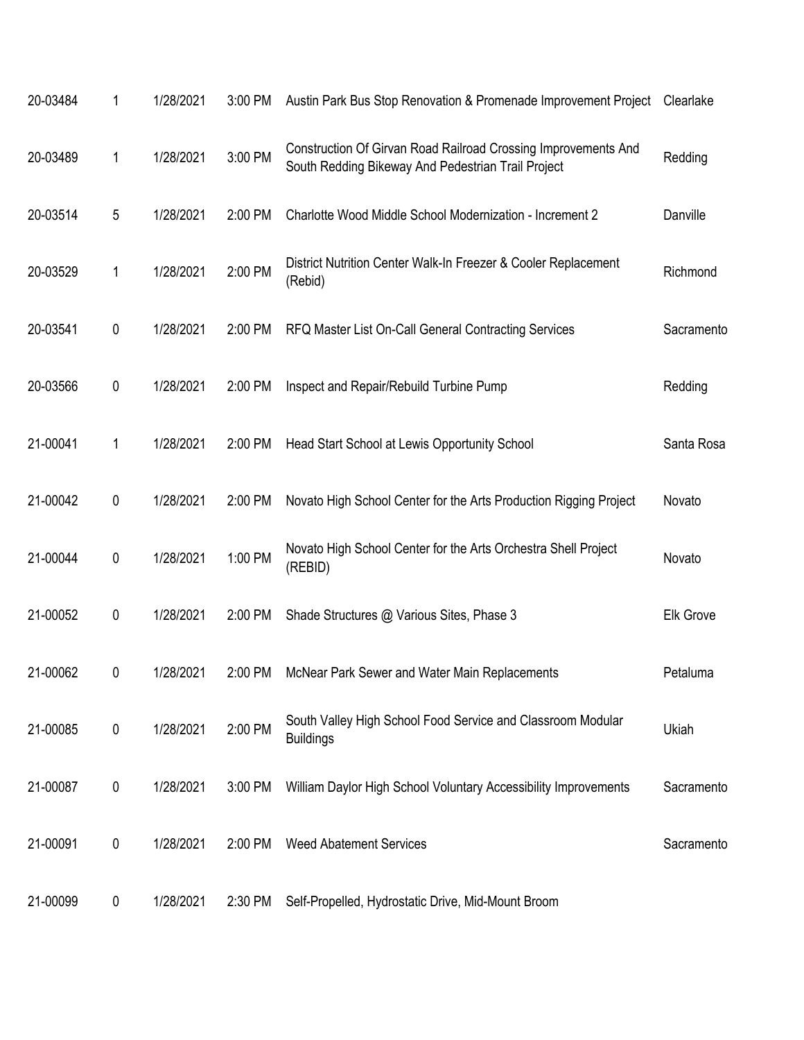| | | | | | |
|---|---|---|---|---|---|
| 20-03484 | 1 | 1/28/2021 | 3:00 PM | Austin Park Bus Stop Renovation & Promenade Improvement Project | Clearlake |
| 20-03489 | 1 | 1/28/2021 | 3:00 PM | Construction Of Girvan Road Railroad Crossing Improvements And South Redding Bikeway And Pedestrian Trail Project | Redding |
| 20-03514 | 5 | 1/28/2021 | 2:00 PM | Charlotte Wood Middle School Modernization - Increment 2 | Danville |
| 20-03529 | 1 | 1/28/2021 | 2:00 PM | District Nutrition Center Walk-In Freezer & Cooler Replacement (Rebid) | Richmond |
| 20-03541 | 0 | 1/28/2021 | 2:00 PM | RFQ Master List On-Call General Contracting Services | Sacramento |
| 20-03566 | 0 | 1/28/2021 | 2:00 PM | Inspect and Repair/Rebuild Turbine Pump | Redding |
| 21-00041 | 1 | 1/28/2021 | 2:00 PM | Head Start School at Lewis Opportunity School | Santa Rosa |
| 21-00042 | 0 | 1/28/2021 | 2:00 PM | Novato High School Center for the Arts Production Rigging Project | Novato |
| 21-00044 | 0 | 1/28/2021 | 1:00 PM | Novato High School Center for the Arts Orchestra Shell Project (REBID) | Novato |
| 21-00052 | 0 | 1/28/2021 | 2:00 PM | Shade Structures @ Various Sites, Phase 3 | Elk Grove |
| 21-00062 | 0 | 1/28/2021 | 2:00 PM | McNear Park Sewer and Water Main Replacements | Petaluma |
| 21-00085 | 0 | 1/28/2021 | 2:00 PM | South Valley High School Food Service and Classroom Modular Buildings | Ukiah |
| 21-00087 | 0 | 1/28/2021 | 3:00 PM | William Daylor High School Voluntary Accessibility Improvements | Sacramento |
| 21-00091 | 0 | 1/28/2021 | 2:00 PM | Weed Abatement Services | Sacramento |
| 21-00099 | 0 | 1/28/2021 | 2:30 PM | Self-Propelled, Hydrostatic Drive, Mid-Mount Broom | |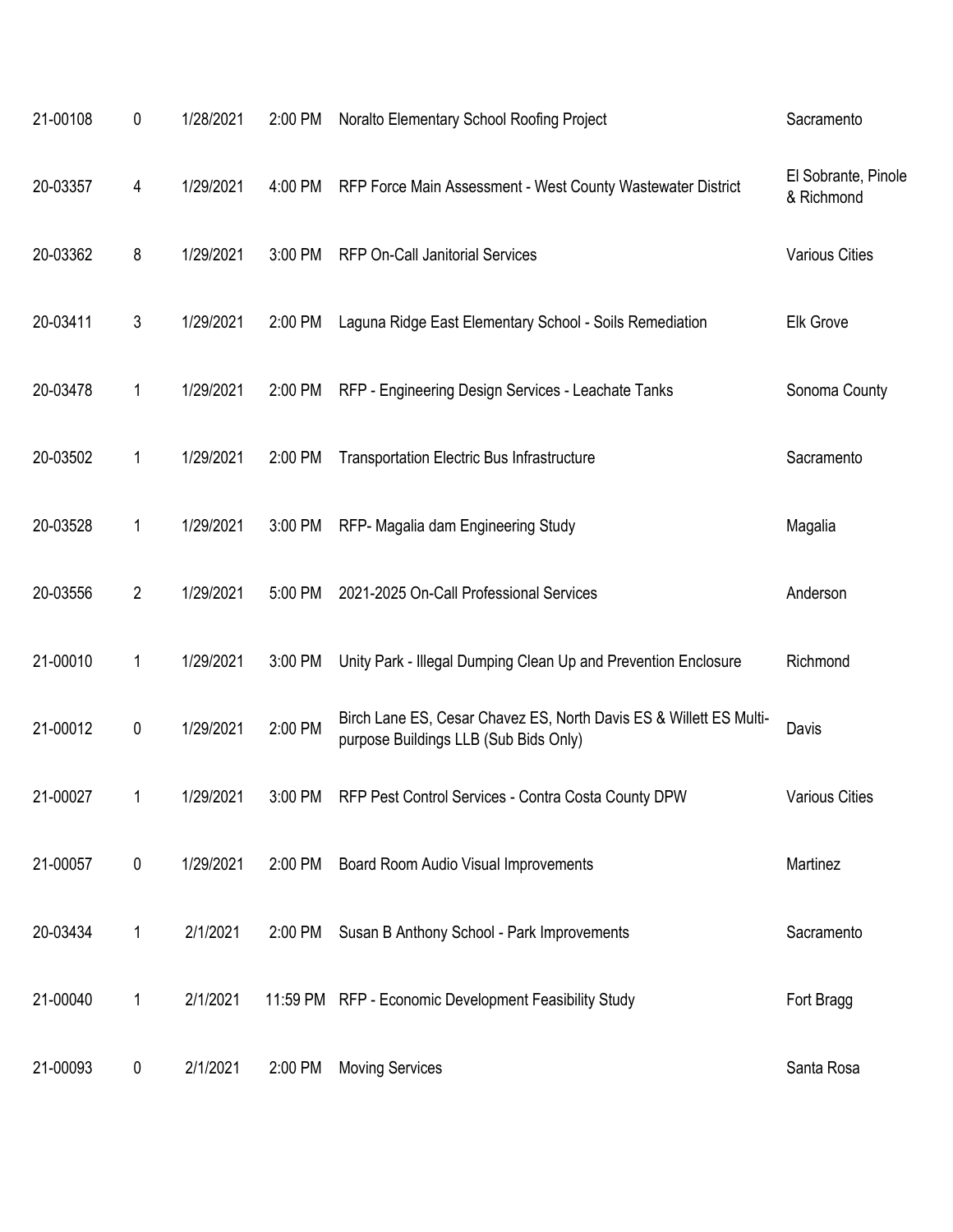| | | | | | |
|---|---|---|---|---|---|
| 21-00108 | 0 | 1/28/2021 | 2:00 PM | Noralto Elementary School Roofing Project | Sacramento |
| 20-03357 | 4 | 1/29/2021 | 4:00 PM | RFP Force Main Assessment - West County Wastewater District | El Sobrante, Pinole & Richmond |
| 20-03362 | 8 | 1/29/2021 | 3:00 PM | RFP On-Call Janitorial Services | Various Cities |
| 20-03411 | 3 | 1/29/2021 | 2:00 PM | Laguna Ridge East Elementary School - Soils Remediation | Elk Grove |
| 20-03478 | 1 | 1/29/2021 | 2:00 PM | RFP - Engineering Design Services - Leachate Tanks | Sonoma County |
| 20-03502 | 1 | 1/29/2021 | 2:00 PM | Transportation Electric Bus Infrastructure | Sacramento |
| 20-03528 | 1 | 1/29/2021 | 3:00 PM | RFP- Magalia dam Engineering Study | Magalia |
| 20-03556 | 2 | 1/29/2021 | 5:00 PM | 2021-2025 On-Call Professional Services | Anderson |
| 21-00010 | 1 | 1/29/2021 | 3:00 PM | Unity Park - Illegal Dumping Clean Up and Prevention Enclosure | Richmond |
| 21-00012 | 0 | 1/29/2021 | 2:00 PM | Birch Lane ES, Cesar Chavez ES, North Davis ES & Willett ES Multi-purpose Buildings LLB (Sub Bids Only) | Davis |
| 21-00027 | 1 | 1/29/2021 | 3:00 PM | RFP Pest Control Services - Contra Costa County DPW | Various Cities |
| 21-00057 | 0 | 1/29/2021 | 2:00 PM | Board Room Audio Visual Improvements | Martinez |
| 20-03434 | 1 | 2/1/2021 | 2:00 PM | Susan B Anthony School - Park Improvements | Sacramento |
| 21-00040 | 1 | 2/1/2021 | 11:59 PM | RFP - Economic Development Feasibility Study | Fort Bragg |
| 21-00093 | 0 | 2/1/2021 | 2:00 PM | Moving Services | Santa Rosa |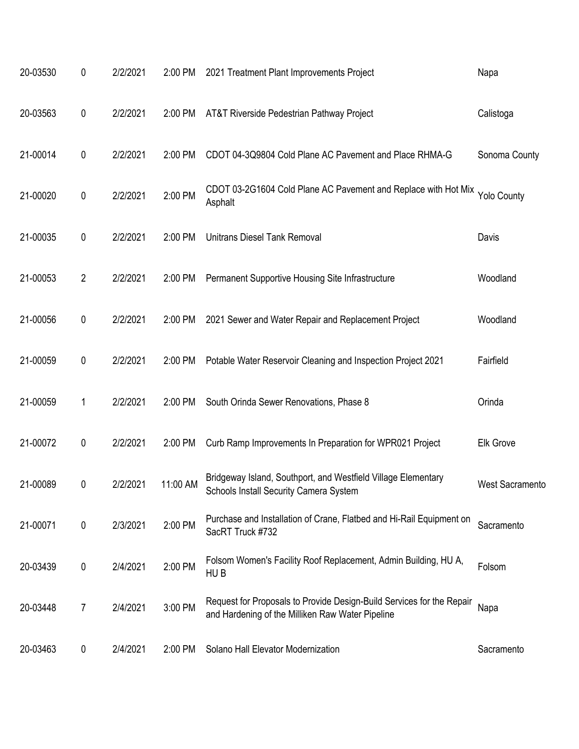| | | | | | |
|---|---|---|---|---|---|
| 20-03530 | 0 | 2/2/2021 | 2:00 PM | 2021 Treatment Plant Improvements Project | Napa |
| 20-03563 | 0 | 2/2/2021 | 2:00 PM | AT&T Riverside Pedestrian Pathway Project | Calistoga |
| 21-00014 | 0 | 2/2/2021 | 2:00 PM | CDOT 04-3Q9804 Cold Plane AC Pavement and Place RHMA-G | Sonoma County |
| 21-00020 | 0 | 2/2/2021 | 2:00 PM | CDOT 03-2G1604 Cold Plane AC Pavement and Replace with Hot Mix Asphalt | Yolo County |
| 21-00035 | 0 | 2/2/2021 | 2:00 PM | Unitrans Diesel Tank Removal | Davis |
| 21-00053 | 2 | 2/2/2021 | 2:00 PM | Permanent Supportive Housing Site Infrastructure | Woodland |
| 21-00056 | 0 | 2/2/2021 | 2:00 PM | 2021 Sewer and Water Repair and Replacement Project | Woodland |
| 21-00059 | 0 | 2/2/2021 | 2:00 PM | Potable Water Reservoir Cleaning and Inspection Project 2021 | Fairfield |
| 21-00059 | 1 | 2/2/2021 | 2:00 PM | South Orinda Sewer Renovations, Phase 8 | Orinda |
| 21-00072 | 0 | 2/2/2021 | 2:00 PM | Curb Ramp Improvements In Preparation for WPR021 Project | Elk Grove |
| 21-00089 | 0 | 2/2/2021 | 11:00 AM | Bridgeway Island, Southport, and Westfield Village Elementary Schools Install Security Camera System | West Sacramento |
| 21-00071 | 0 | 2/3/2021 | 2:00 PM | Purchase and Installation of Crane, Flatbed and Hi-Rail Equipment on SacRT Truck #732 | Sacramento |
| 20-03439 | 0 | 2/4/2021 | 2:00 PM | Folsom Women's Facility Roof Replacement, Admin Building, HU A, HU B | Folsom |
| 20-03448 | 7 | 2/4/2021 | 3:00 PM | Request for Proposals to Provide Design-Build Services for the Repair and Hardening of the Milliken Raw Water Pipeline | Napa |
| 20-03463 | 0 | 2/4/2021 | 2:00 PM | Solano Hall Elevator Modernization | Sacramento |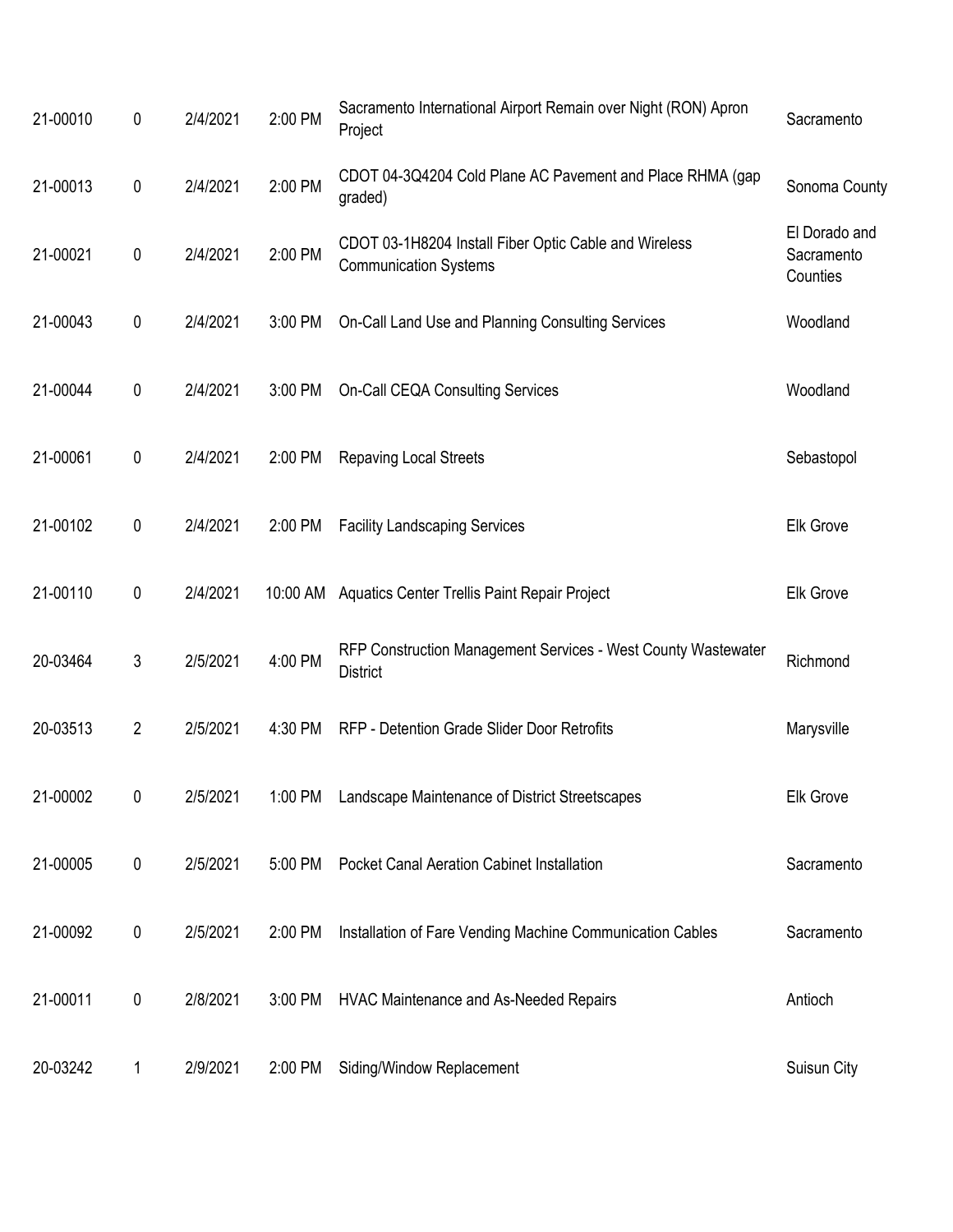| | | | | | |
|---|---|---|---|---|---|
| 21-00010 | 0 | 2/4/2021 | 2:00 PM | Sacramento International Airport Remain over Night (RON) Apron Project | Sacramento |
| 21-00013 | 0 | 2/4/2021 | 2:00 PM | CDOT 04-3Q4204 Cold Plane AC Pavement and Place RHMA (gap graded) | Sonoma County |
| 21-00021 | 0 | 2/4/2021 | 2:00 PM | CDOT 03-1H8204 Install Fiber Optic Cable and Wireless Communication Systems | El Dorado and Sacramento Counties |
| 21-00043 | 0 | 2/4/2021 | 3:00 PM | On-Call Land Use and Planning Consulting Services | Woodland |
| 21-00044 | 0 | 2/4/2021 | 3:00 PM | On-Call CEQA Consulting Services | Woodland |
| 21-00061 | 0 | 2/4/2021 | 2:00 PM | Repaving Local Streets | Sebastopol |
| 21-00102 | 0 | 2/4/2021 | 2:00 PM | Facility Landscaping Services | Elk Grove |
| 21-00110 | 0 | 2/4/2021 | 10:00 AM | Aquatics Center Trellis Paint Repair Project | Elk Grove |
| 20-03464 | 3 | 2/5/2021 | 4:00 PM | RFP Construction Management Services - West County Wastewater District | Richmond |
| 20-03513 | 2 | 2/5/2021 | 4:30 PM | RFP - Detention Grade Slider Door Retrofits | Marysville |
| 21-00002 | 0 | 2/5/2021 | 1:00 PM | Landscape Maintenance of District Streetscapes | Elk Grove |
| 21-00005 | 0 | 2/5/2021 | 5:00 PM | Pocket Canal Aeration Cabinet Installation | Sacramento |
| 21-00092 | 0 | 2/5/2021 | 2:00 PM | Installation of Fare Vending Machine Communication Cables | Sacramento |
| 21-00011 | 0 | 2/8/2021 | 3:00 PM | HVAC Maintenance and As-Needed Repairs | Antioch |
| 20-03242 | 1 | 2/9/2021 | 2:00 PM | Siding/Window Replacement | Suisun City |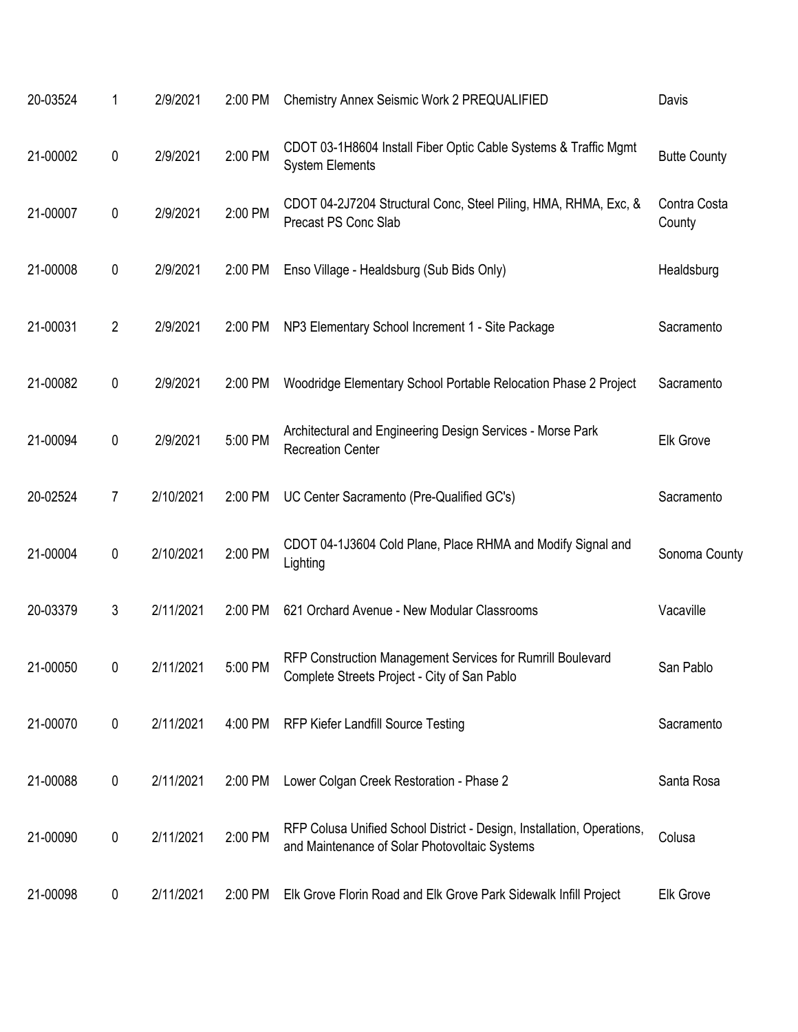| | | | | | |
|---|---|---|---|---|---|
| 20-03524 | 1 | 2/9/2021 | 2:00 PM | Chemistry Annex Seismic Work 2 PREQUALIFIED | Davis |
| 21-00002 | 0 | 2/9/2021 | 2:00 PM | CDOT 03-1H8604 Install Fiber Optic Cable Systems & Traffic Mgmt System Elements | Butte County |
| 21-00007 | 0 | 2/9/2021 | 2:00 PM | CDOT 04-2J7204 Structural Conc, Steel Piling, HMA, RHMA, Exc, & Precast PS Conc Slab | Contra Costa County |
| 21-00008 | 0 | 2/9/2021 | 2:00 PM | Enso Village - Healdsburg (Sub Bids Only) | Healdsburg |
| 21-00031 | 2 | 2/9/2021 | 2:00 PM | NP3 Elementary School Increment 1 - Site Package | Sacramento |
| 21-00082 | 0 | 2/9/2021 | 2:00 PM | Woodridge Elementary School Portable Relocation Phase 2 Project | Sacramento |
| 21-00094 | 0 | 2/9/2021 | 5:00 PM | Architectural and Engineering Design Services - Morse Park Recreation Center | Elk Grove |
| 20-02524 | 7 | 2/10/2021 | 2:00 PM | UC Center Sacramento (Pre-Qualified GC's) | Sacramento |
| 21-00004 | 0 | 2/10/2021 | 2:00 PM | CDOT 04-1J3604 Cold Plane, Place RHMA and Modify Signal and Lighting | Sonoma County |
| 20-03379 | 3 | 2/11/2021 | 2:00 PM | 621 Orchard Avenue - New Modular Classrooms | Vacaville |
| 21-00050 | 0 | 2/11/2021 | 5:00 PM | RFP Construction Management Services for Rumrill Boulevard Complete Streets Project - City of San Pablo | San Pablo |
| 21-00070 | 0 | 2/11/2021 | 4:00 PM | RFP Kiefer Landfill Source Testing | Sacramento |
| 21-00088 | 0 | 2/11/2021 | 2:00 PM | Lower Colgan Creek Restoration - Phase 2 | Santa Rosa |
| 21-00090 | 0 | 2/11/2021 | 2:00 PM | RFP Colusa Unified School District - Design, Installation, Operations, and Maintenance of Solar Photovoltaic Systems | Colusa |
| 21-00098 | 0 | 2/11/2021 | 2:00 PM | Elk Grove Florin Road and Elk Grove Park Sidewalk Infill Project | Elk Grove |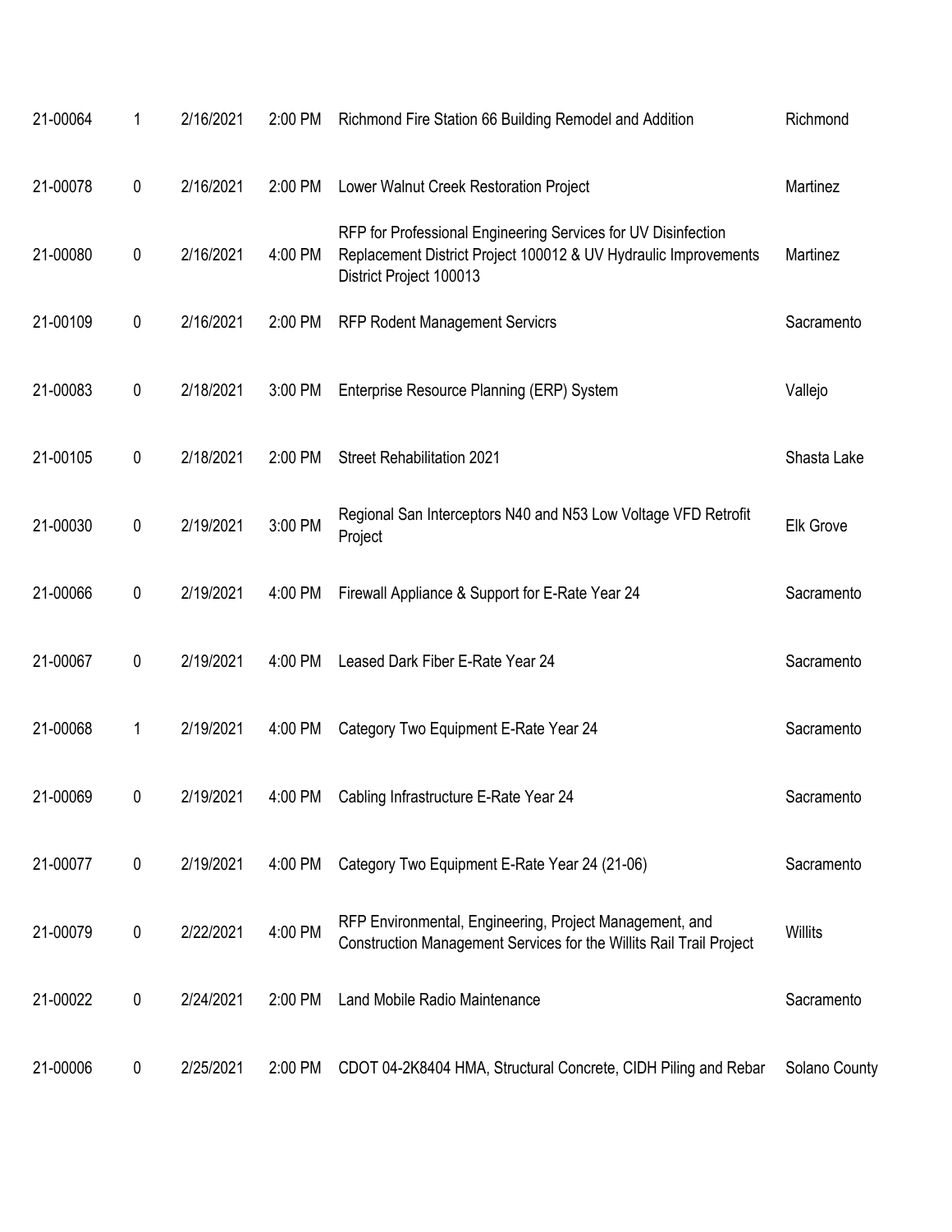| | | | | | |
|---|---|---|---|---|---|
| 21-00064 | 1 | 2/16/2021 | 2:00 PM | Richmond Fire Station 66 Building Remodel and Addition | Richmond |
| 21-00078 | 0 | 2/16/2021 | 2:00 PM | Lower Walnut Creek Restoration Project | Martinez |
| 21-00080 | 0 | 2/16/2021 | 4:00 PM | RFP for Professional Engineering Services for UV Disinfection Replacement District Project 100012 & UV Hydraulic Improvements District Project 100013 | Martinez |
| 21-00109 | 0 | 2/16/2021 | 2:00 PM | RFP Rodent Management Servicrs | Sacramento |
| 21-00083 | 0 | 2/18/2021 | 3:00 PM | Enterprise Resource Planning (ERP) System | Vallejo |
| 21-00105 | 0 | 2/18/2021 | 2:00 PM | Street Rehabilitation 2021 | Shasta Lake |
| 21-00030 | 0 | 2/19/2021 | 3:00 PM | Regional San Interceptors N40 and N53 Low Voltage VFD Retrofit Project | Elk Grove |
| 21-00066 | 0 | 2/19/2021 | 4:00 PM | Firewall Appliance & Support for E-Rate Year 24 | Sacramento |
| 21-00067 | 0 | 2/19/2021 | 4:00 PM | Leased Dark Fiber E-Rate Year 24 | Sacramento |
| 21-00068 | 1 | 2/19/2021 | 4:00 PM | Category Two Equipment E-Rate Year 24 | Sacramento |
| 21-00069 | 0 | 2/19/2021 | 4:00 PM | Cabling Infrastructure E-Rate Year 24 | Sacramento |
| 21-00077 | 0 | 2/19/2021 | 4:00 PM | Category Two Equipment E-Rate Year 24 (21-06) | Sacramento |
| 21-00079 | 0 | 2/22/2021 | 4:00 PM | RFP Environmental, Engineering, Project Management, and Construction Management Services for the Willits Rail Trail Project | Willits |
| 21-00022 | 0 | 2/24/2021 | 2:00 PM | Land Mobile Radio Maintenance | Sacramento |
| 21-00006 | 0 | 2/25/2021 | 2:00 PM | CDOT 04-2K8404 HMA, Structural Concrete, CIDH Piling and Rebar | Solano County |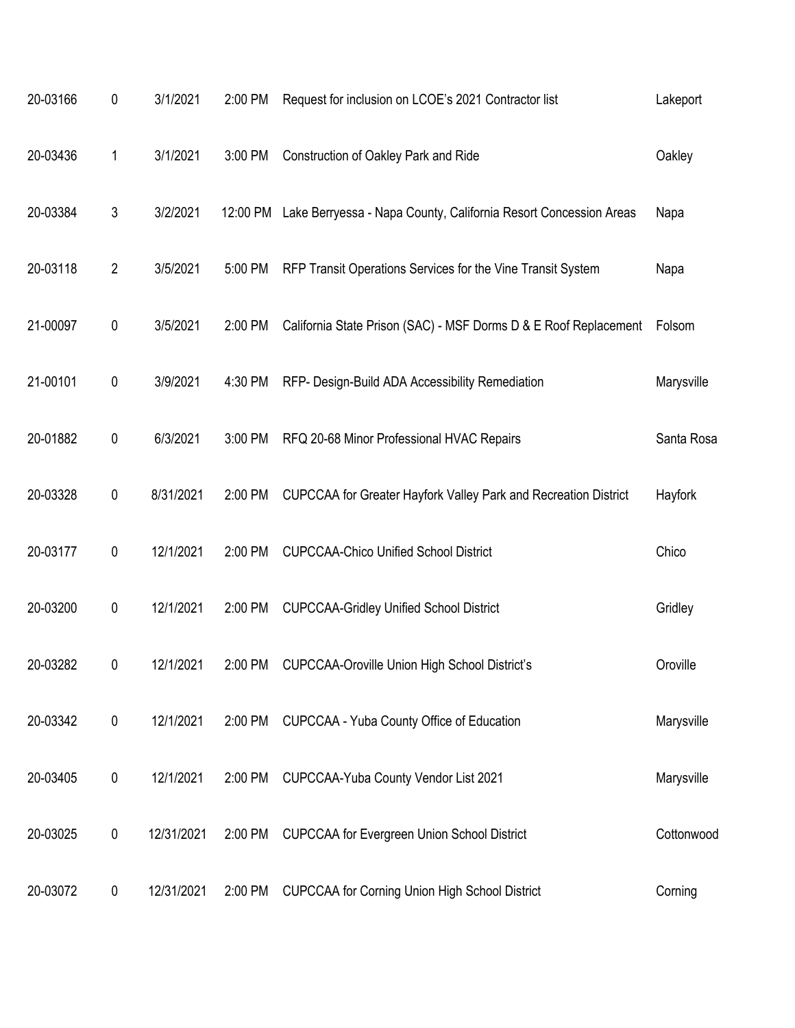| | | | | | |
|---|---|---|---|---|---|
| 20-03166 | 0 | 3/1/2021 | 2:00 PM | Request for inclusion on LCOE's 2021 Contractor list | Lakeport |
| 20-03436 | 1 | 3/1/2021 | 3:00 PM | Construction of Oakley Park and Ride | Oakley |
| 20-03384 | 3 | 3/2/2021 | 12:00 PM | Lake Berryessa - Napa County, California Resort Concession Areas | Napa |
| 20-03118 | 2 | 3/5/2021 | 5:00 PM | RFP Transit Operations Services for the Vine Transit System | Napa |
| 21-00097 | 0 | 3/5/2021 | 2:00 PM | California State Prison (SAC) - MSF Dorms D & E Roof Replacement | Folsom |
| 21-00101 | 0 | 3/9/2021 | 4:30 PM | RFP- Design-Build ADA Accessibility Remediation | Marysville |
| 20-01882 | 0 | 6/3/2021 | 3:00 PM | RFQ 20-68 Minor Professional HVAC Repairs | Santa Rosa |
| 20-03328 | 0 | 8/31/2021 | 2:00 PM | CUPCCAA for Greater Hayfork Valley Park and Recreation District | Hayfork |
| 20-03177 | 0 | 12/1/2021 | 2:00 PM | CUPCCAA-Chico Unified School District | Chico |
| 20-03200 | 0 | 12/1/2021 | 2:00 PM | CUPCCAA-Gridley Unified School District | Gridley |
| 20-03282 | 0 | 12/1/2021 | 2:00 PM | CUPCCAA-Oroville Union High School District's | Oroville |
| 20-03342 | 0 | 12/1/2021 | 2:00 PM | CUPCCAA - Yuba County Office of Education | Marysville |
| 20-03405 | 0 | 12/1/2021 | 2:00 PM | CUPCCAA-Yuba County Vendor List 2021 | Marysville |
| 20-03025 | 0 | 12/31/2021 | 2:00 PM | CUPCCAA for Evergreen Union School District | Cottonwood |
| 20-03072 | 0 | 12/31/2021 | 2:00 PM | CUPCCAA for Corning Union High School District | Corning |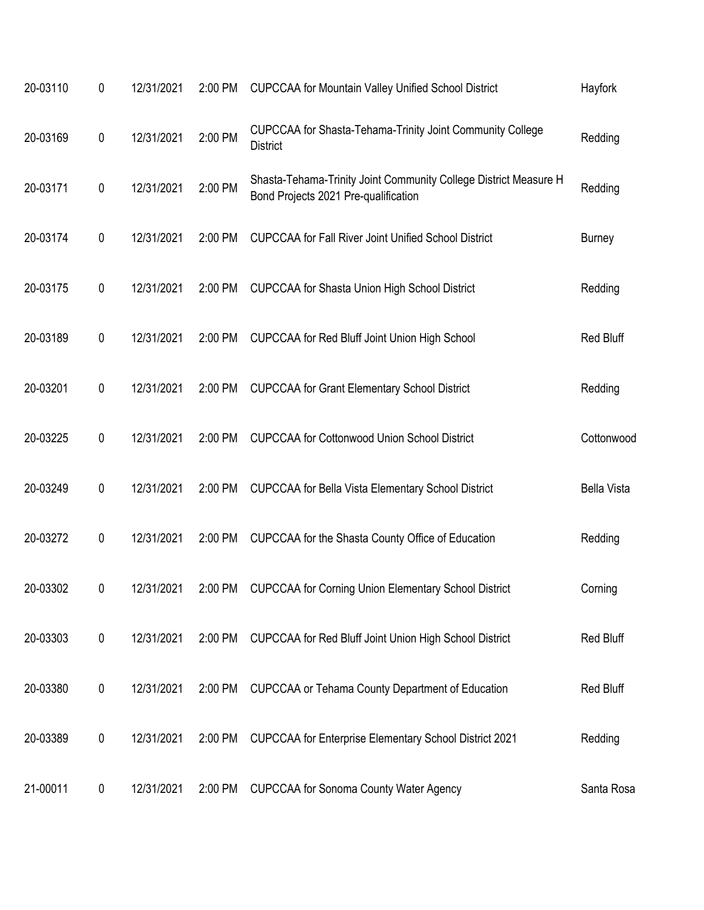| | | | | | |
|---|---|---|---|---|---|
| 20-03110 | 0 | 12/31/2021 | 2:00 PM | CUPCCAA for Mountain Valley Unified School District | Hayfork |
| 20-03169 | 0 | 12/31/2021 | 2:00 PM | CUPCCAA for Shasta-Tehama-Trinity Joint Community College District | Redding |
| 20-03171 | 0 | 12/31/2021 | 2:00 PM | Shasta-Tehama-Trinity Joint Community College District Measure H Bond Projects 2021 Pre-qualification | Redding |
| 20-03174 | 0 | 12/31/2021 | 2:00 PM | CUPCCAA for Fall River Joint Unified School District | Burney |
| 20-03175 | 0 | 12/31/2021 | 2:00 PM | CUPCCAA for Shasta Union High School District | Redding |
| 20-03189 | 0 | 12/31/2021 | 2:00 PM | CUPCCAA for Red Bluff Joint Union High School | Red Bluff |
| 20-03201 | 0 | 12/31/2021 | 2:00 PM | CUPCCAA for Grant Elementary School District | Redding |
| 20-03225 | 0 | 12/31/2021 | 2:00 PM | CUPCCAA for Cottonwood Union School District | Cottonwood |
| 20-03249 | 0 | 12/31/2021 | 2:00 PM | CUPCCAA for Bella Vista Elementary School District | Bella Vista |
| 20-03272 | 0 | 12/31/2021 | 2:00 PM | CUPCCAA for the Shasta County Office of Education | Redding |
| 20-03302 | 0 | 12/31/2021 | 2:00 PM | CUPCCAA for Corning Union Elementary School District | Corning |
| 20-03303 | 0 | 12/31/2021 | 2:00 PM | CUPCCAA for Red Bluff Joint Union High School District | Red Bluff |
| 20-03380 | 0 | 12/31/2021 | 2:00 PM | CUPCCAA or Tehama County Department of Education | Red Bluff |
| 20-03389 | 0 | 12/31/2021 | 2:00 PM | CUPCCAA for Enterprise Elementary School District 2021 | Redding |
| 21-00011 | 0 | 12/31/2021 | 2:00 PM | CUPCCAA for Sonoma County Water Agency | Santa Rosa |